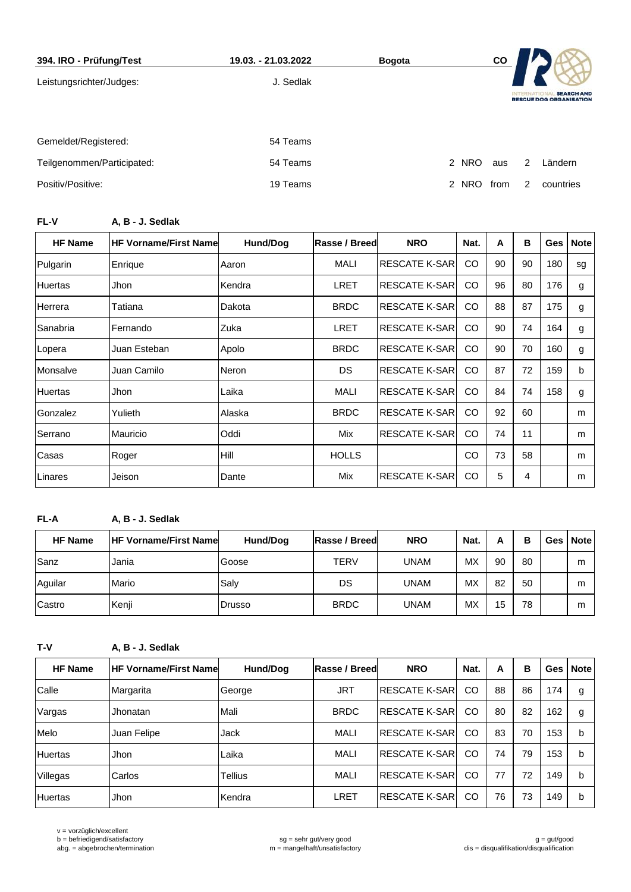**394. IRO - Prüfung/Test** | **19.03. - 21.03.2022** | **Bogota** | **CO**

Leistungsrichter/Judges: J. Sedlak

INTERNATIONAL SEARCH AND RESCUE DOG ORGANISATION

| | | | | | | |
|---|---|---|---|---|---|---|
| Gemeldet/Registered: | 54 Teams | | | | | |
| Teilgenommen/Participated: | 54 Teams | 2 | NRO | aus | 2 | Ländern |
| Positiv/Positive: | 19 Teams | 2 | NRO | from | 2 | countries |

**FL-V** **A, B - J. Sedlak**

| HF Name | HF Vorname/First Name | Hund/Dog | Rasse / Breed | NRO | Nat. | A | B | Ges | Note |
|---|---|---|---|---|---|---|---|---|---|
| Pulgarin | Enrique | Aaron | MALI | RESCATE K-SAR | CO | 90 | 90 | 180 | sg |
| Huertas | Jhon | Kendra | LRET | RESCATE K-SAR | CO | 96 | 80 | 176 | g |
| Herrera | Tatiana | Dakota | BRDC | RESCATE K-SAR | CO | 88 | 87 | 175 | g |
| Sanabria | Fernando | Zuka | LRET | RESCATE K-SAR | CO | 90 | 74 | 164 | g |
| Lopera | Juan Esteban | Apolo | BRDC | RESCATE K-SAR | CO | 90 | 70 | 160 | g |
| Monsalve | Juan Camilo | Neron | DS | RESCATE K-SAR | CO | 87 | 72 | 159 | b |
| Huertas | Jhon | Laika | MALI | RESCATE K-SAR | CO | 84 | 74 | 158 | g |
| Gonzalez | Yulieth | Alaska | BRDC | RESCATE K-SAR | CO | 92 | 60 | | m |
| Serrano | Mauricio | Oddi | Mix | RESCATE K-SAR | CO | 74 | 11 | | m |
| Casas | Roger | Hill | HOLLS | | CO | 73 | 58 | | m |
| Linares | Jeison | Dante | Mix | RESCATE K-SAR | CO | 5 | 4 | | m |

**FL-A** **A, B - J. Sedlak**

| HF Name | HF Vorname/First Name | Hund/Dog | Rasse / Breed | NRO | Nat. | A | B | Ges | Note |
|---|---|---|---|---|---|---|---|---|---|
| Sanz | Jania | Goose | TERV | UNAM | MX | 90 | 80 | | m |
| Aguilar | Mario | Saly | DS | UNAM | MX | 82 | 50 | | m |
| Castro | Kenji | Drusso | BRDC | UNAM | MX | 15 | 78 | | m |

**T-V** **A, B - J. Sedlak**

| HF Name | HF Vorname/First Name | Hund/Dog | Rasse / Breed | NRO | Nat. | A | B | Ges | Note |
|---|---|---|---|---|---|---|---|---|---|
| Calle | Margarita | George | JRT | RESCATE K-SAR | CO | 88 | 86 | 174 | g |
| Vargas | Jhonatan | Mali | BRDC | RESCATE K-SAR | CO | 80 | 82 | 162 | g |
| Melo | Juan Felipe | Jack | MALI | RESCATE K-SAR | CO | 83 | 70 | 153 | b |
| Huertas | Jhon | Laika | MALI | RESCATE K-SAR | CO | 74 | 79 | 153 | b |
| Villegas | Carlos | Tellius | MALI | RESCATE K-SAR | CO | 77 | 72 | 149 | b |
| Huertas | Jhon | Kendra | LRET | RESCATE K-SAR | CO | 76 | 73 | 149 | b |

v = vorzüglich/excellent
b = befriedigend/satisfactory
abg. = abgebrochen/termination
sg = sehr gut/very good
m = mangelhaft/unsatisfactory
g = gut/good
dis = disqualifikation/disqualification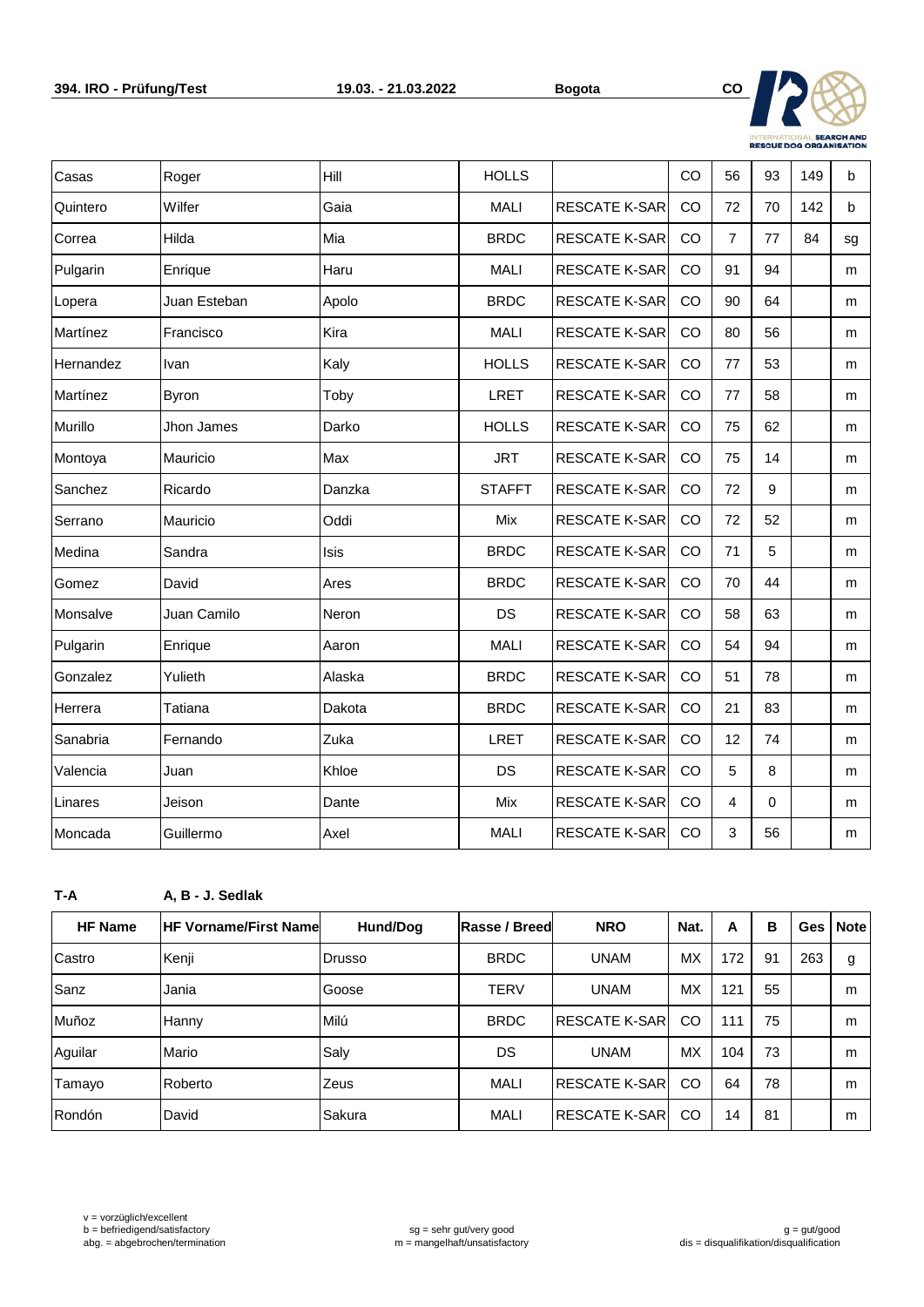| | | | | | | | | | |
|---|---|---|---|---|---|---|---|---|---|
| Casas | Roger | Hill | HOLLS | | CO | 56 | 93 | 149 | b |
| Quintero | Wilfer | Gaia | MALI | RESCATE K-SAR | CO | 72 | 70 | 142 | b |
| Correa | Hilda | Mia | BRDC | RESCATE K-SAR | CO | 7 | 77 | 84 | sg |
| Pulgarin | Enrique | Haru | MALI | RESCATE K-SAR | CO | 91 | 94 | | m |
| Lopera | Juan Esteban | Apolo | BRDC | RESCATE K-SAR | CO | 90 | 64 | | m |
| Martínez | Francisco | Kira | MALI | RESCATE K-SAR | CO | 80 | 56 | | m |
| Hernandez | Ivan | Kaly | HOLLS | RESCATE K-SAR | CO | 77 | 53 | | m |
| Martínez | Byron | Toby | LRET | RESCATE K-SAR | CO | 77 | 58 | | m |
| Murillo | Jhon James | Darko | HOLLS | RESCATE K-SAR | CO | 75 | 62 | | m |
| Montoya | Mauricio | Max | JRT | RESCATE K-SAR | CO | 75 | 14 | | m |
| Sanchez | Ricardo | Danzka | STAFFT | RESCATE K-SAR | CO | 72 | 9 | | m |
| Serrano | Mauricio | Oddi | Mix | RESCATE K-SAR | CO | 72 | 52 | | m |
| Medina | Sandra | Isis | BRDC | RESCATE K-SAR | CO | 71 | 5 | | m |
| Gomez | David | Ares | BRDC | RESCATE K-SAR | CO | 70 | 44 | | m |
| Monsalve | Juan Camilo | Neron | DS | RESCATE K-SAR | CO | 58 | 63 | | m |
| Pulgarin | Enrique | Aaron | MALI | RESCATE K-SAR | CO | 54 | 94 | | m |
| Gonzalez | Yulieth | Alaska | BRDC | RESCATE K-SAR | CO | 51 | 78 | | m |
| Herrera | Tatiana | Dakota | BRDC | RESCATE K-SAR | CO | 21 | 83 | | m |
| Sanabria | Fernando | Zuka | LRET | RESCATE K-SAR | CO | 12 | 74 | | m |
| Valencia | Juan | Khloe | DS | RESCATE K-SAR | CO | 5 | 8 | | m |
| Linares | Jeison | Dante | Mix | RESCATE K-SAR | CO | 4 | 0 | | m |
| Moncada | Guillermo | Axel | MALI | RESCATE K-SAR | CO | 3 | 56 | | m |

**T-A** **A, B - J. Sedlak**

| HF Name | HF Vorname/First Name | Hund/Dog | Rasse / Breed | NRO | Nat. | A | B | Ges | Note |
|---|---|---|---|---|---|---|---|---|---|
| Castro | Kenji | Drusso | BRDC | UNAM | MX | 172 | 91 | 263 | g |
| Sanz | Jania | Goose | TERV | UNAM | MX | 121 | 55 | | m |
| Muñoz | Hanny | Milú | BRDC | RESCATE K-SAR | CO | 111 | 75 | | m |
| Aguilar | Mario | Saly | DS | UNAM | MX | 104 | 73 | | m |
| Tamayo | Roberto | Zeus | MALI | RESCATE K-SAR | CO | 64 | 78 | | m |
| Rondón | David | Sakura | MALI | RESCATE K-SAR | CO | 14 | 81 | | m |

v = vorzüglich/excellent
b = befriedigend/satisfactory
abg. = abgebrochen/termination

sg = sehr gut/very good
m = mangelhaft/unsatisfactory

g = gut/good
dis = disqualifikation/disqualification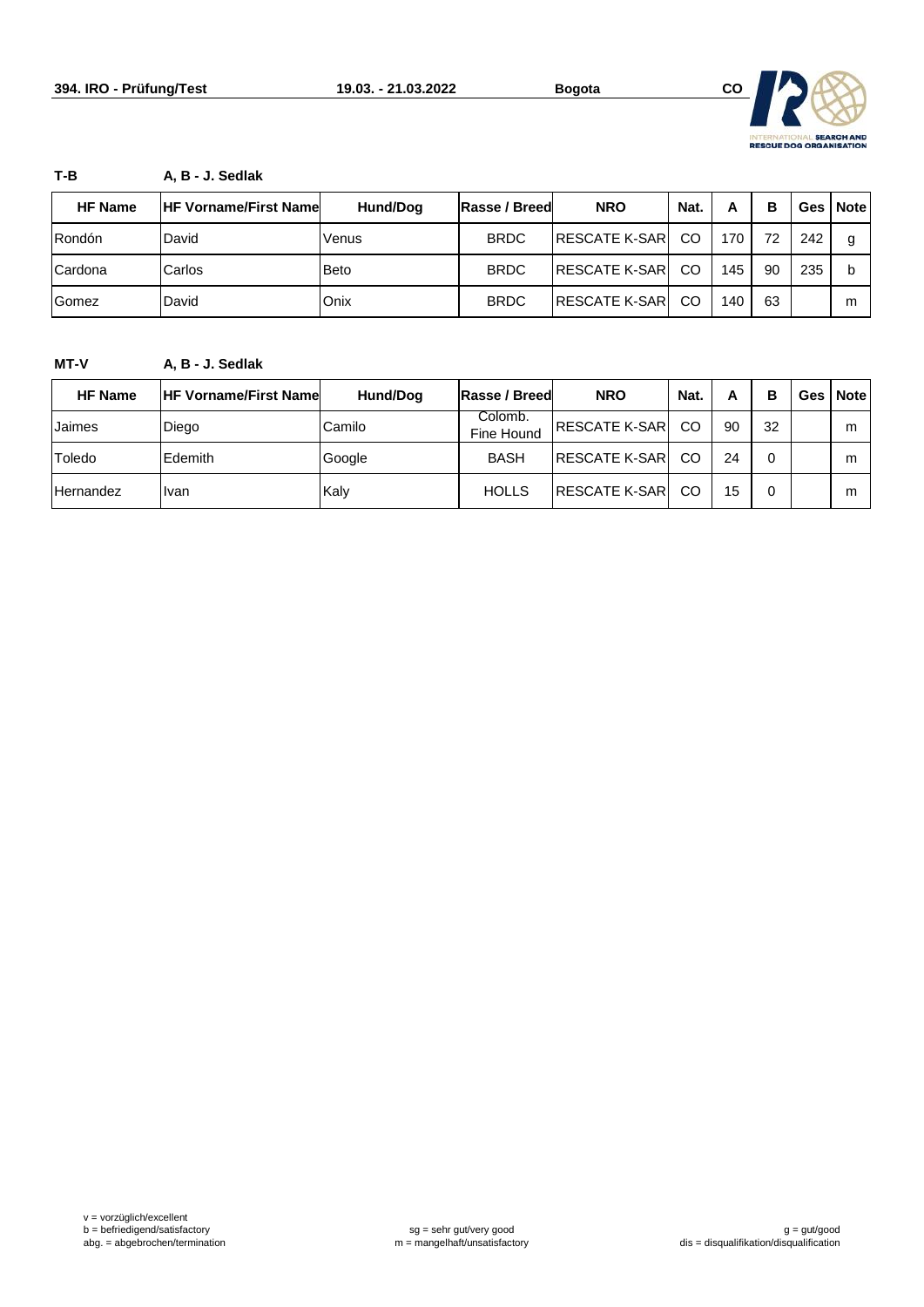**T-B** **A, B - J. Sedlak**

| HF Name | HF Vorname/First Name | Hund/Dog | Rasse / Breed | NRO | Nat. | A | B | Ges | Note |
|---|---|---|---|---|---|---|---|---|---|
| Rondón | David | Venus | BRDC | RESCATE K-SAR | CO | 170 | 72 | 242 | g |
| Cardona | Carlos | Beto | BRDC | RESCATE K-SAR | CO | 145 | 90 | 235 | b |
| Gomez | David | Onix | BRDC | RESCATE K-SAR | CO | 140 | 63 | | m |

**MT-V** **A, B - J. Sedlak**

| HF Name | HF Vorname/First Name | Hund/Dog | Rasse / Breed | NRO | Nat. | A | B | Ges | Note |
|---|---|---|---|---|---|---|---|---|---|
| Jaimes | Diego | Camilo | Colomb. Fine Hound | RESCATE K-SAR | CO | 90 | 32 | | m |
| Toledo | Edemith | Google | BASH | RESCATE K-SAR | CO | 24 | 0 | | m |
| Hernandez | Ivan | Kaly | HOLLS | RESCATE K-SAR | CO | 15 | 0 | | m |

v = vorzüglich/excellent
b = befriedigend/satisfactory
abg. = abgebrochen/termination

sg = sehr gut/very good
m = mangelhaft/unsatisfactory

g = gut/good
dis = disqualifikation/disqualification